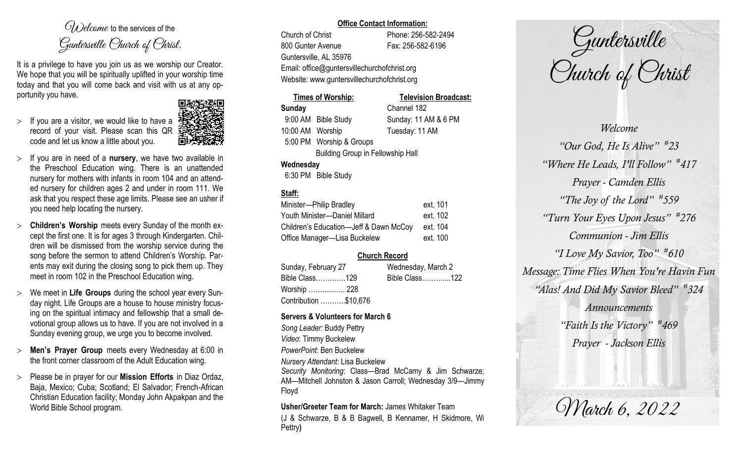# *Welcome* to the services of the Guntersville Church of Christ.

It is a privilege to have you join us as we worship our Creator. We hope that you will be spiritually uplifted in your worship time today and that you will come back and visit with us at any opportunity you have.

- If you are a visitor, we would like to have a record of your visit. Please scan this QR code and let us know a little about you.
- If you are in need of a **nursery**, we have two available in the Preschool Education wing. There is an unattended nursery for mothers with infants in room 104 and an attended nursery for children ages 2 and under in room 111. We ask that you respect these age limits. Please see an usher if you need help locating the nursery.
- **Children's Worship** meets every Sunday of the month except the first one. It is for ages 3 through Kindergarten. Children will be dismissed from the worship service during the song before the sermon to attend Children's Worship. Parents may exit during the closing song to pick them up. They meet in room 102 in the Preschool Education wing.
- We meet in **Life Groups** during the school year every Sunday night. Life Groups are a house to house ministry focusing on the spiritual intimacy and fellowship that a small devotional group allows us to have. If you are not involved in a Sunday evening group, we urge you to become involved.
- **Men's Prayer Group** meets every Wednesday at 6:00 in the front corner classroom of the Adult Education wing.
- Please be in prayer for our **Mission Efforts** in Diaz Ordaz, Baja, Mexico; Cuba; Scotland; El Salvador; French-African Christian Education facility; Monday John Akpakpan and the World Bible School program.

**Office Contact Information:**

Church of Christ
800 Gunter Avenue
Guntersville, AL 35976
Phone: 256-582-2494
Fax: 256-582-6196
Email: office@guntersvillechurchofchrist.org
Website: www.guntersvillechurchofchrist.org

**Times of Worship:**

**Sunday**
9:00 AM Bible Study
10:00 AM Worship
5:00 PM Worship & Groups
Building Group in Fellowship Hall

**Wednesday**
6:30 PM Bible Study

**Television Broadcast:**

Channel 182
Sunday: 11 AM & 6 PM
Tuesday: 11 AM

**Staff:**

| | |
|---|---|
| Minister—Philip Bradley | ext. 101 |
| Youth Minister—Daniel Millard | ext. 102 |
| Children's Education—Jeff & Dawn McCoy | ext. 104 |
| Office Manager—Lisa Buckelew | ext. 100 |

**Church Record**

| Sunday, February 27 | Wednesday, March 2 |
|---|---|
| Bible Class………….129 | Bible Class………...122 |
| Worship ……...….. 228 | |
| Contribution ………..$10,676 | |

**Servers & Volunteers for March 6**

*Song Leader:* Buddy Pettry
*Video*: Timmy Buckelew
*PowerPoint*: Ben Buckelew
*Nursery Attendant:* Lisa Buckelew
*Security Monitoring*: Class—Brad McCamy & Jim Schwarze; AM—Mitchell Johnston & Jason Carroll; Wednesday 3/9—Jimmy Floyd

**Usher/Greeter Team for March:** James Whitaker Team
(J & Schwarze, B & B Bagwell, B Kennamer, H Skidmore, Wi Pettry)

# Guntersville Church of Christ

*Welcome*
*"Our God, He Is Alive" #23*
*"Where He Leads, I'll Follow" #417*
*Prayer - Camden Ellis*
*"The Joy of the Lord" #559*
*"Turn Your Eyes Upon Jesus" #276*
*Communion - Jim Ellis*
*"I Love My Savior, Too" #610*
*Message: Time Flies When You're Havin Fun*
*"Alas! And Did My Savior Bleed" #324*
*Announcements*
*"Faith Is the Victory" #469*
*Prayer - Jackson Ellis*

March 6, 2022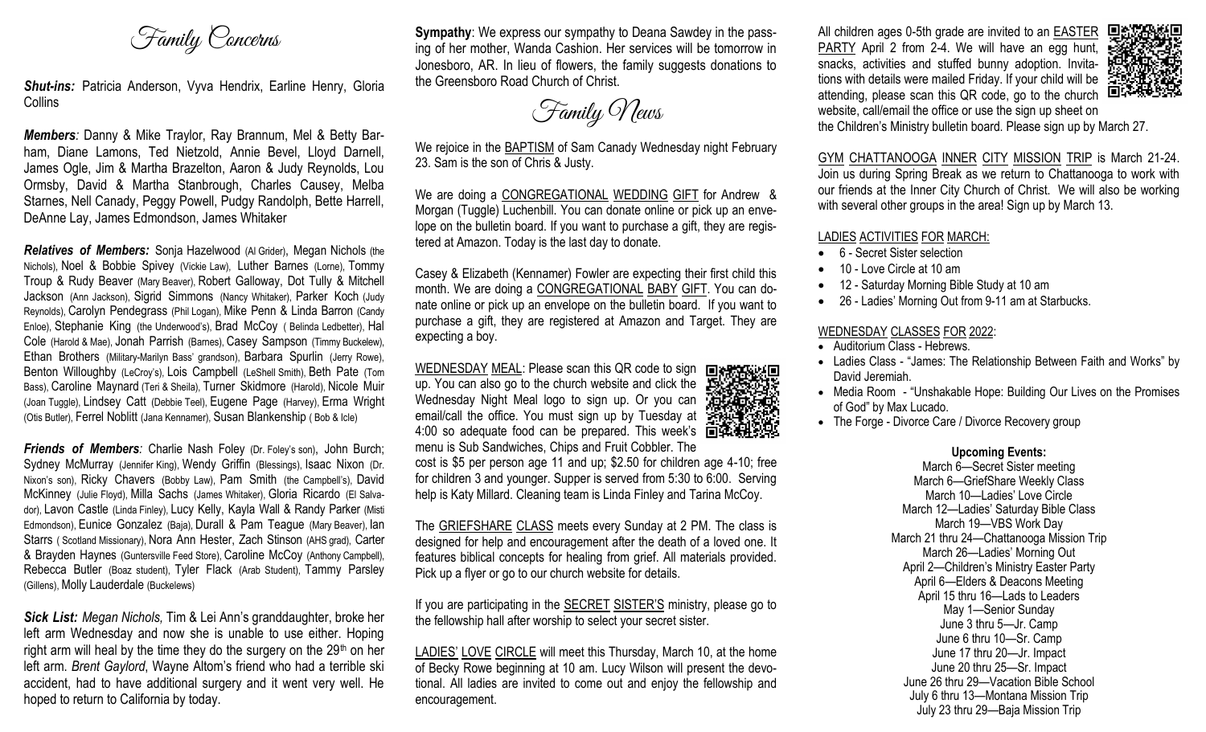# Family Concerns

***Shut-ins:*** Patricia Anderson, Vyva Hendrix, Earline Henry, Gloria Collins

***Members:*** Danny & Mike Traylor, Ray Brannum, Mel & Betty Barham, Diane Lamons, Ted Nietzold, Annie Bevel, Lloyd Darnell, James Ogle, Jim & Martha Brazelton, Aaron & Judy Reynolds, Lou Ormsby, David & Martha Stanbrough, Charles Causey, Melba Starnes, Nell Canady, Peggy Powell, Pudgy Randolph, Bette Harrell, DeAnne Lay, James Edmondson, James Whitaker

***Relatives of Members:*** Sonja Hazelwood (Al Grider), Megan Nichols (the Nichols), Noel & Bobbie Spivey (Vickie Law), Luther Barnes (Lorne), Tommy Troup & Rudy Beaver (Mary Beaver), Robert Galloway, Dot Tully & Mitchell Jackson (Ann Jackson), Sigrid Simmons (Nancy Whitaker), Parker Koch (Judy Reynolds), Carolyn Pendegrass (Phil Logan), Mike Penn & Linda Barron (Candy Enloe), Stephanie King (the Underwood's), Brad McCoy ( Belinda Ledbetter), Hal Cole (Harold & Mae), Jonah Parrish (Barnes), Casey Sampson (Timmy Buckelew), Ethan Brothers (Military-Marilyn Bass' grandson), Barbara Spurlin (Jerry Rowe), Benton Willoughby (LeCroy's), Lois Campbell (LeShell Smith), Beth Pate (Tom Bass), Caroline Maynard (Teri & Sheila), Turner Skidmore (Harold), Nicole Muir (Joan Tuggle), Lindsey Catt (Debbie Teel), Eugene Page (Harvey), Erma Wright (Otis Butler), Ferrel Noblitt (Jana Kennamer), Susan Blankenship ( Bob & Icle)

***Friends of Members:*** Charlie Nash Foley (Dr. Foley's son), John Burch; Sydney McMurray (Jennifer King), Wendy Griffin (Blessings), Isaac Nixon (Dr. Nixon's son), Ricky Chavers (Bobby Law), Pam Smith (the Campbell's), David McKinney (Julie Floyd), Milla Sachs (James Whitaker), Gloria Ricardo (El Salvador), Lavon Castle (Linda Finley), Lucy Kelly, Kayla Wall & Randy Parker (Misti Edmondson), Eunice Gonzalez (Baja), Durall & Pam Teague (Mary Beaver), Ian Starrs ( Scotland Missionary), Nora Ann Hester, Zach Stinson (AHS grad), Carter & Brayden Haynes (Guntersville Feed Store), Caroline McCoy (Anthony Campbell), Rebecca Butler (Boaz student), Tyler Flack (Arab Student), Tammy Parsley (Gillens), Molly Lauderdale (Buckelews)

***Sick List:*** *Megan Nichols,* Tim & Lei Ann's granddaughter, broke her left arm Wednesday and now she is unable to use either. Hoping right arm will heal by the time they do the surgery on the 29th on her left arm. *Brent Gaylord*, Wayne Altom's friend who had a terrible ski accident, had to have additional surgery and it went very well. He hoped to return to California by today.

**Sympathy**: We express our sympathy to Deana Sawdey in the passing of her mother, Wanda Cashion. Her services will be tomorrow in Jonesboro, AR. In lieu of flowers, the family suggests donations to the Greensboro Road Church of Christ.

# Family News

We rejoice in the BAPTISM of Sam Canady Wednesday night February 23. Sam is the son of Chris & Justy.

We are doing a CONGREGATIONAL WEDDING GIFT for Andrew & Morgan (Tuggle) Luchenbill. You can donate online or pick up an envelope on the bulletin board. If you want to purchase a gift, they are registered at Amazon. Today is the last day to donate.

Casey & Elizabeth (Kennamer) Fowler are expecting their first child this month. We are doing a CONGREGATIONAL BABY GIFT. You can donate online or pick up an envelope on the bulletin board. If you want to purchase a gift, they are registered at Amazon and Target. They are expecting a boy.

WEDNESDAY MEAL: Please scan this QR code to sign up. You can also go to the church website and click the Wednesday Night Meal logo to sign up. Or you can email/call the office. You must sign up by Tuesday at 4:00 so adequate food can be prepared. This week's menu is Sub Sandwiches, Chips and Fruit Cobbler. The cost is $5 per person age 11 and up; $2.50 for children age 4-10; free for children 3 and younger. Supper is served from 5:30 to 6:00. Serving help is Katy Millard. Cleaning team is Linda Finley and Tarina McCoy.

The GRIEFSHARE CLASS meets every Sunday at 2 PM. The class is designed for help and encouragement after the death of a loved one. It features biblical concepts for healing from grief. All materials provided. Pick up a flyer or go to our church website for details.

If you are participating in the SECRET SISTER'S ministry, please go to the fellowship hall after worship to select your secret sister.

LADIES' LOVE CIRCLE will meet this Thursday, March 10, at the home of Becky Rowe beginning at 10 am. Lucy Wilson will present the devotional. All ladies are invited to come out and enjoy the fellowship and encouragement.

All children ages 0-5th grade are invited to an EASTER PARTY April 2 from 2-4. We will have an egg hunt, snacks, activities and stuffed bunny adoption. Invitations with details were mailed Friday. If your child will be attending, please scan this QR code, go to the church website, call/email the office or use the sign up sheet on the Children's Ministry bulletin board. Please sign up by March 27.

GYM CHATTANOOGA INNER CITY MISSION TRIP is March 21-24. Join us during Spring Break as we return to Chattanooga to work with our friends at the Inner City Church of Christ. We will also be working with several other groups in the area! Sign up by March 13.

LADIES ACTIVITIES FOR MARCH:

- 6 - Secret Sister selection
- 10 - Love Circle at 10 am
- 12 - Saturday Morning Bible Study at 10 am
- 26 - Ladies' Morning Out from 9-11 am at Starbucks.

WEDNESDAY CLASSES FOR 2022:

- Auditorium Class - Hebrews.
- Ladies Class - "James: The Relationship Between Faith and Works" by David Jeremiah.
- Media Room - "Unshakable Hope: Building Our Lives on the Promises of God" by Max Lucado.
- The Forge - Divorce Care / Divorce Recovery group

**Upcoming Events:**

March 6—Secret Sister meeting
March 6—GriefShare Weekly Class
March 10—Ladies' Love Circle
March 12—Ladies' Saturday Bible Class
March 19—VBS Work Day
March 21 thru 24—Chattanooga Mission Trip
March 26—Ladies' Morning Out
April 2—Children's Ministry Easter Party
April 6—Elders & Deacons Meeting
April 15 thru 16—Lads to Leaders
May 1—Senior Sunday
June 3 thru 5—Jr. Camp
June 6 thru 10—Sr. Camp
June 17 thru 20—Jr. Impact
June 20 thru 25—Sr. Impact
June 26 thru 29—Vacation Bible School
July 6 thru 13—Montana Mission Trip
July 23 thru 29—Baja Mission Trip